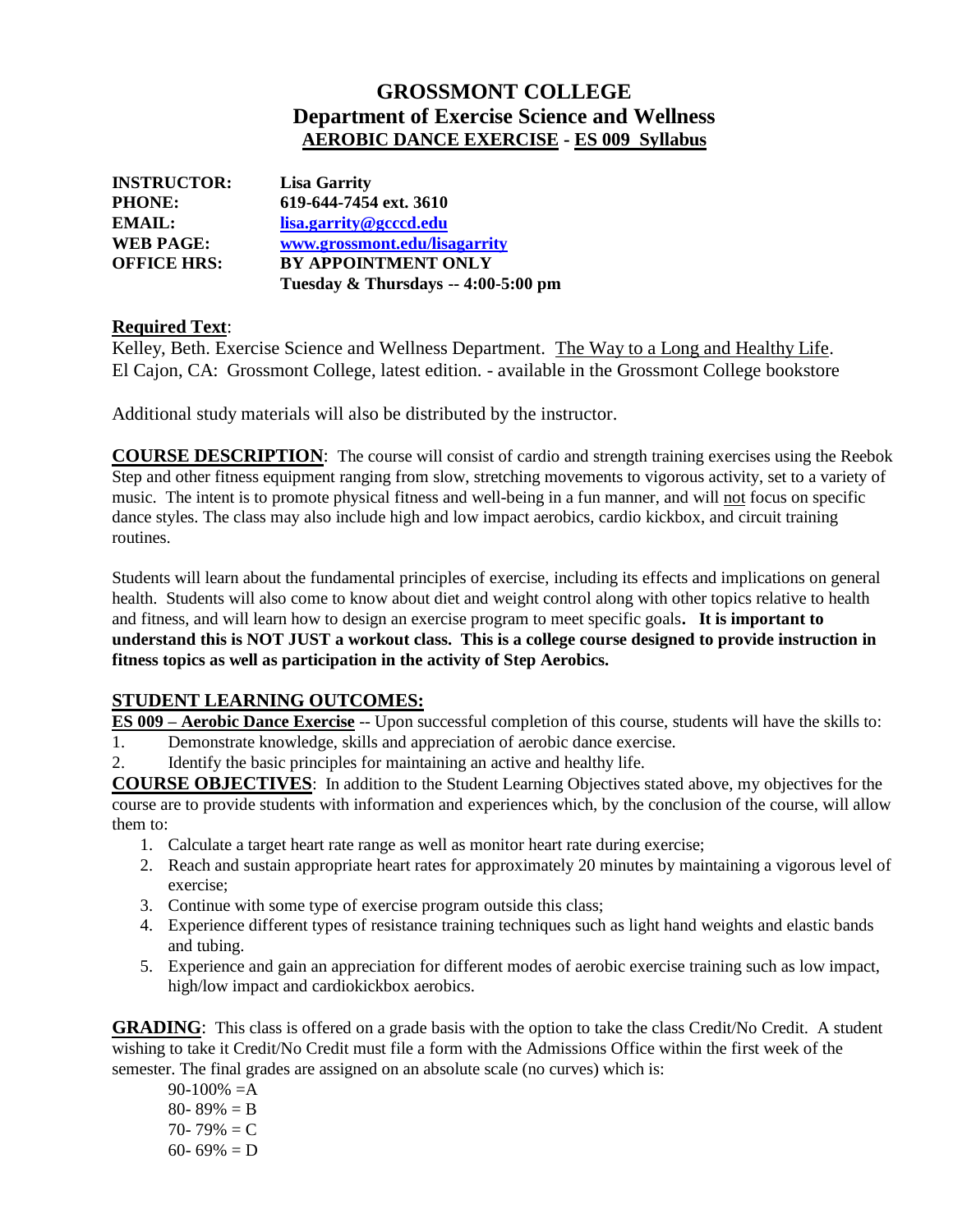# GROSSMONT COLLEGE
## Department of Exercise Science and Wellness
### AEROBIC DANCE EXERCISE - ES 009 Syllabus

**INSTRUCTOR:** **Lisa Garrity**
**PHONE:** **619-644-7454 ext. 3610**
**EMAIL:** **lisa.garrity@gcccd.edu**
**WEB PAGE:** **www.grossmont.edu/lisagarrity**
**OFFICE HRS:** **BY APPOINTMENT ONLY**
**Tuesday & Thursdays -- 4:00-5:00 pm**

**Required Text**:
Kelley, Beth. Exercise Science and Wellness Department. The Way to a Long and Healthy Life. El Cajon, CA: Grossmont College, latest edition. - available in the Grossmont College bookstore

Additional study materials will also be distributed by the instructor.

**COURSE DESCRIPTION**: The course will consist of cardio and strength training exercises using the Reebok Step and other fitness equipment ranging from slow, stretching movements to vigorous activity, set to a variety of music. The intent is to promote physical fitness and well-being in a fun manner, and will not focus on specific dance styles. The class may also include high and low impact aerobics, cardio kickbox, and circuit training routines.

Students will learn about the fundamental principles of exercise, including its effects and implications on general health. Students will also come to know about diet and weight control along with other topics relative to health and fitness, and will learn how to design an exercise program to meet specific goals**. It is important to understand this is NOT JUST a workout class. This is a college course designed to provide instruction in fitness topics as well as participation in the activity of Step Aerobics.**

**STUDENT LEARNING OUTCOMES:**

**ES 009 – Aerobic Dance Exercise** -- Upon successful completion of this course, students will have the skills to:

1. Demonstrate knowledge, skills and appreciation of aerobic dance exercise.
2. Identify the basic principles for maintaining an active and healthy life.

**COURSE OBJECTIVES**: In addition to the Student Learning Objectives stated above, my objectives for the course are to provide students with information and experiences which, by the conclusion of the course, will allow them to:

1. Calculate a target heart rate range as well as monitor heart rate during exercise;
2. Reach and sustain appropriate heart rates for approximately 20 minutes by maintaining a vigorous level of exercise;
3. Continue with some type of exercise program outside this class;
4. Experience different types of resistance training techniques such as light hand weights and elastic bands and tubing.
5. Experience and gain an appreciation for different modes of aerobic exercise training such as low impact, high/low impact and cardiokickbox aerobics.

**GRADING**: This class is offered on a grade basis with the option to take the class Credit/No Credit. A student wishing to take it Credit/No Credit must file a form with the Admissions Office within the first week of the semester. The final grades are assigned on an absolute scale (no curves) which is:

90-100% =A
80- 89% = B
70- 79% = C
60- 69% = D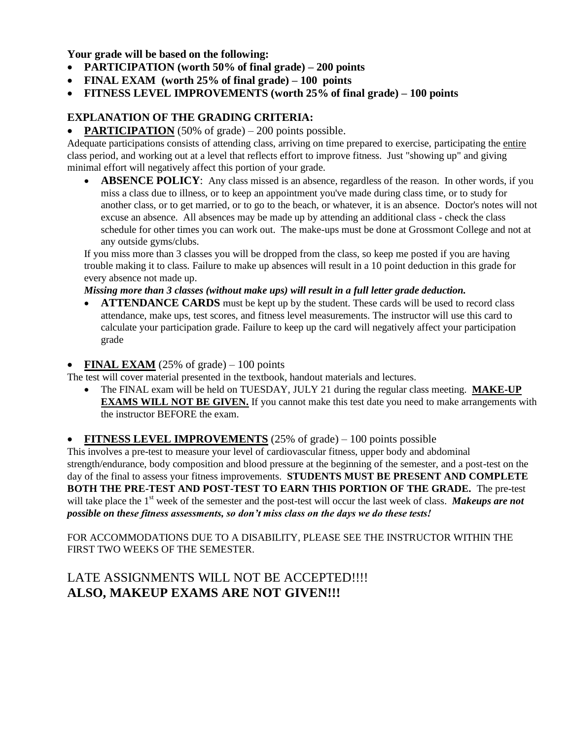**Your grade will be based on the following:**

- **PARTICIPATION (worth 50% of final grade) – 200 points**
- **FINAL EXAM (worth 25% of final grade) – 100 points**
- **FITNESS LEVEL IMPROVEMENTS (worth 25% of final grade) – 100 points**

**EXPLANATION OF THE GRADING CRITERIA:**

- **PARTICIPATION** (50% of grade) – 200 points possible.

Adequate participations consists of attending class, arriving on time prepared to exercise, participating the entire class period, and working out at a level that reflects effort to improve fitness. Just "showing up" and giving minimal effort will negatively affect this portion of your grade.

- **ABSENCE POLICY**: Any class missed is an absence, regardless of the reason. In other words, if you miss a class due to illness, or to keep an appointment you've made during class time, or to study for another class, or to get married, or to go to the beach, or whatever, it is an absence. Doctor's notes will not excuse an absence. All absences may be made up by attending an additional class - check the class schedule for other times you can work out. The make-ups must be done at Grossmont College and not at any outside gyms/clubs.

If you miss more than 3 classes you will be dropped from the class, so keep me posted if you are having trouble making it to class. Failure to make up absences will result in a 10 point deduction in this grade for every absence not made up.

***Missing more than 3 classes (without make ups) will result in a full letter grade deduction.***

- **ATTENDANCE CARDS** must be kept up by the student. These cards will be used to record class attendance, make ups, test scores, and fitness level measurements. The instructor will use this card to calculate your participation grade. Failure to keep up the card will negatively affect your participation grade

- **FINAL EXAM** (25% of grade) – 100 points

The test will cover material presented in the textbook, handout materials and lectures.

- The FINAL exam will be held on TUESDAY, JULY 21 during the regular class meeting. **MAKE-UP EXAMS WILL NOT BE GIVEN.** If you cannot make this test date you need to make arrangements with the instructor BEFORE the exam.

- **FITNESS LEVEL IMPROVEMENTS** (25% of grade) – 100 points possible

This involves a pre-test to measure your level of cardiovascular fitness, upper body and abdominal strength/endurance, body composition and blood pressure at the beginning of the semester, and a post-test on the day of the final to assess your fitness improvements. **STUDENTS MUST BE PRESENT AND COMPLETE BOTH THE PRE-TEST AND POST-TEST TO EARN THIS PORTION OF THE GRADE.** The pre-test will take place the 1st week of the semester and the post-test will occur the last week of class. ***Makeups are not possible on these fitness assessments, so don't miss class on the days we do these tests!***

FOR ACCOMMODATIONS DUE TO A DISABILITY, PLEASE SEE THE INSTRUCTOR WITHIN THE FIRST TWO WEEKS OF THE SEMESTER.

LATE ASSIGNMENTS WILL NOT BE ACCEPTED!!!!

**ALSO, MAKEUP EXAMS ARE NOT GIVEN!!!**